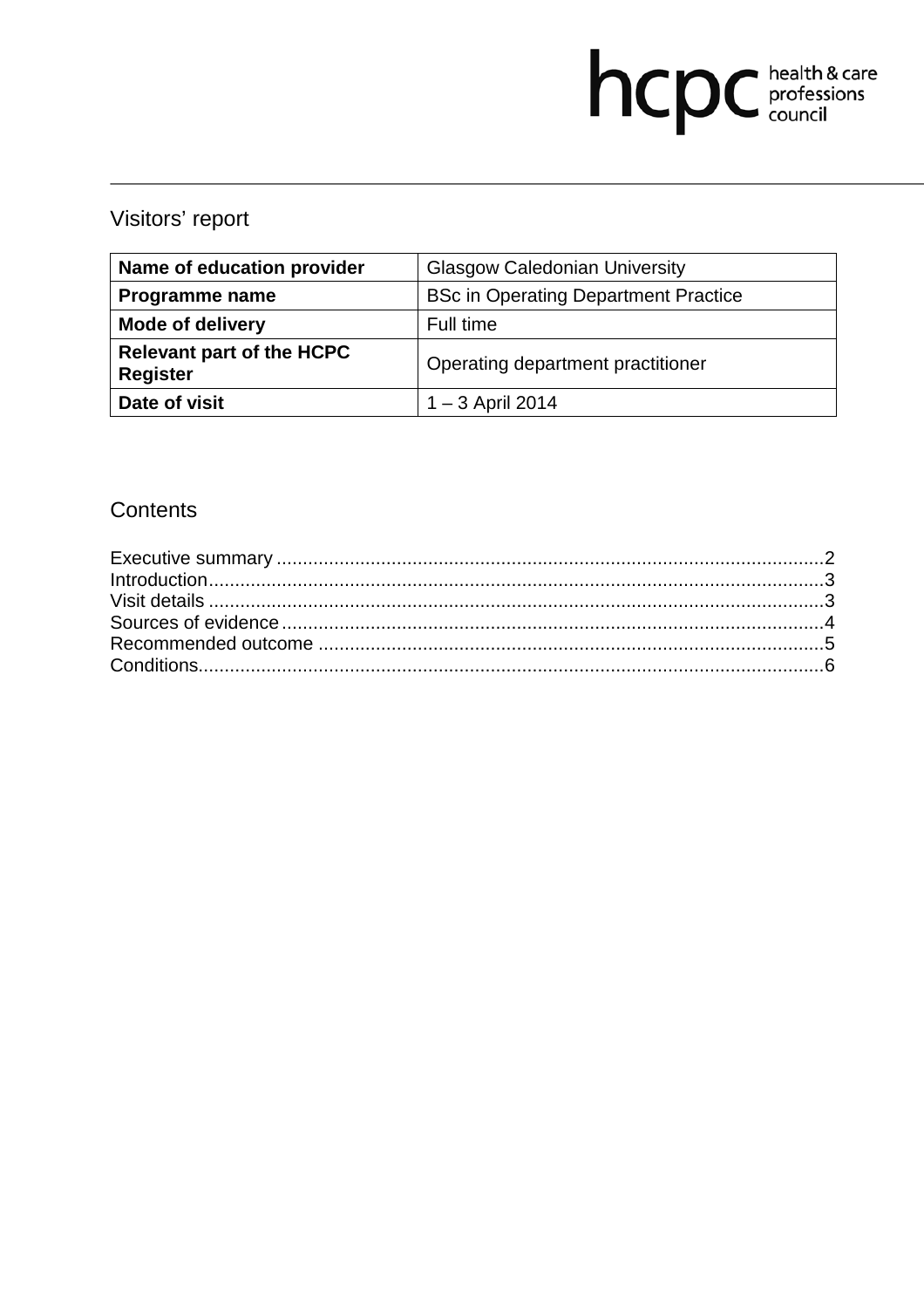hcpc health & care professions council

# Visitors' report

| Name of education provider | Glasgow Caledonian University |
|---|---|
| **Programme name** | BSc in Operating Department Practice |
| **Mode of delivery** | Full time |
| **Relevant part of the HCPC Register** | Operating department practitioner |
| **Date of visit** | 1 – 3 April 2014 |

## Contents

Executive summary ........................................................................................................2
Introduction.....................................................................................................................3
Visit details .....................................................................................................................3
Sources of evidence.......................................................................................................4
Recommended outcome ................................................................................................5
Conditions.......................................................................................................................6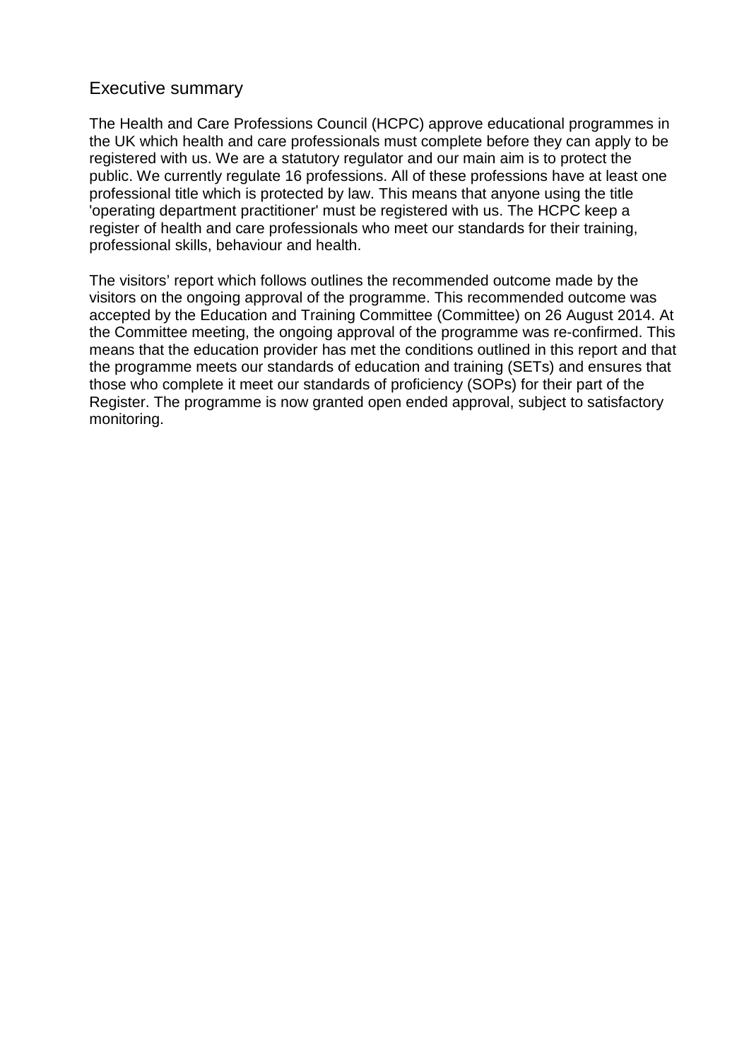## Executive summary

The Health and Care Professions Council (HCPC) approve educational programmes in the UK which health and care professionals must complete before they can apply to be registered with us. We are a statutory regulator and our main aim is to protect the public. We currently regulate 16 professions. All of these professions have at least one professional title which is protected by law. This means that anyone using the title 'operating department practitioner' must be registered with us. The HCPC keep a register of health and care professionals who meet our standards for their training, professional skills, behaviour and health.

The visitors' report which follows outlines the recommended outcome made by the visitors on the ongoing approval of the programme. This recommended outcome was accepted by the Education and Training Committee (Committee) on 26 August 2014. At the Committee meeting, the ongoing approval of the programme was re-confirmed. This means that the education provider has met the conditions outlined in this report and that the programme meets our standards of education and training (SETs) and ensures that those who complete it meet our standards of proficiency (SOPs) for their part of the Register. The programme is now granted open ended approval, subject to satisfactory monitoring.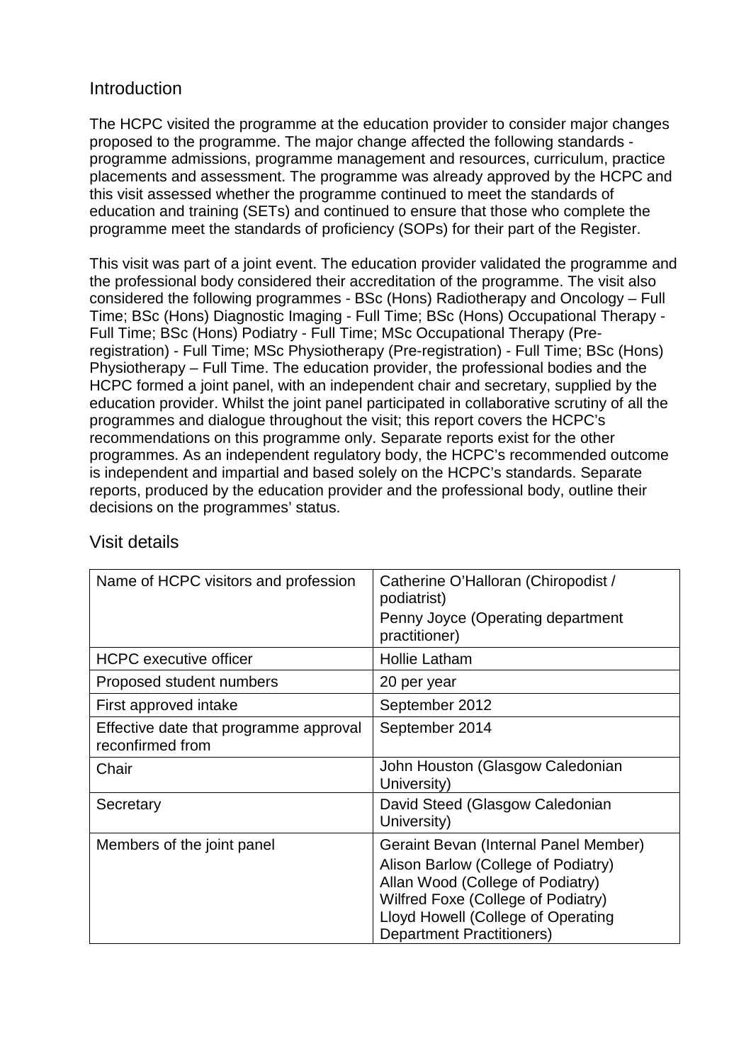## Introduction

The HCPC visited the programme at the education provider to consider major changes proposed to the programme. The major change affected the following standards - programme admissions, programme management and resources, curriculum, practice placements and assessment. The programme was already approved by the HCPC and this visit assessed whether the programme continued to meet the standards of education and training (SETs) and continued to ensure that those who complete the programme meet the standards of proficiency (SOPs) for their part of the Register.

This visit was part of a joint event. The education provider validated the programme and the professional body considered their accreditation of the programme. The visit also considered the following programmes - BSc (Hons) Radiotherapy and Oncology – Full Time; BSc (Hons) Diagnostic Imaging - Full Time; BSc (Hons) Occupational Therapy - Full Time; BSc (Hons) Podiatry - Full Time; MSc Occupational Therapy (Pre-registration) - Full Time; MSc Physiotherapy (Pre-registration) - Full Time; BSc (Hons) Physiotherapy – Full Time. The education provider, the professional bodies and the HCPC formed a joint panel, with an independent chair and secretary, supplied by the education provider. Whilst the joint panel participated in collaborative scrutiny of all the programmes and dialogue throughout the visit; this report covers the HCPC's recommendations on this programme only. Separate reports exist for the other programmes. As an independent regulatory body, the HCPC's recommended outcome is independent and impartial and based solely on the HCPC's standards. Separate reports, produced by the education provider and the professional body, outline their decisions on the programmes' status.

## Visit details

| | |
|---|---|
| Name of HCPC visitors and profession | Catherine O'Halloran (Chiropodist / podiatrist)<br>Penny Joyce (Operating department practitioner) |
| HCPC executive officer | Hollie Latham |
| Proposed student numbers | 20 per year |
| First approved intake | September 2012 |
| Effective date that programme approval reconfirmed from | September 2014 |
| Chair | John Houston (Glasgow Caledonian University) |
| Secretary | David Steed (Glasgow Caledonian University) |
| Members of the joint panel | Geraint Bevan (Internal Panel Member)<br>Alison Barlow (College of Podiatry)<br>Allan Wood (College of Podiatry)<br>Wilfred Foxe (College of Podiatry)<br>Lloyd Howell (College of Operating Department Practitioners) |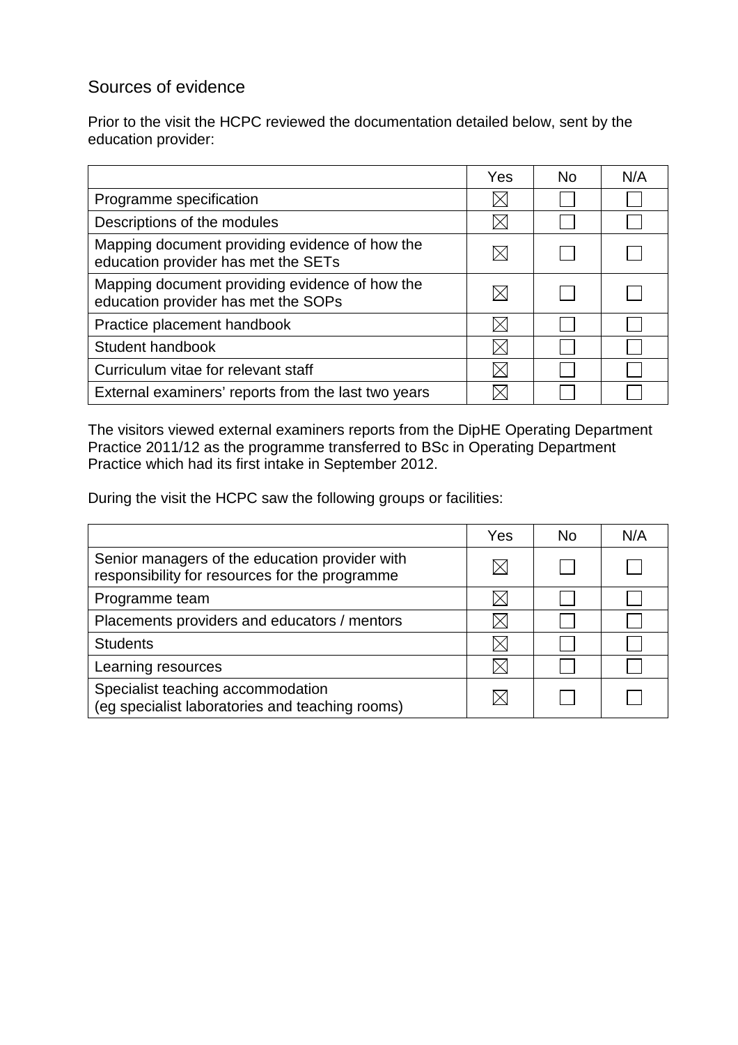## Sources of evidence

Prior to the visit the HCPC reviewed the documentation detailed below, sent by the education provider:

| | Yes | No | N/A |
|---|---|---|---|
| Programme specification | ☒ | ☐ | ☐ |
| Descriptions of the modules | ☒ | ☐ | ☐ |
| Mapping document providing evidence of how the education provider has met the SETs | ☒ | ☐ | ☐ |
| Mapping document providing evidence of how the education provider has met the SOPs | ☒ | ☐ | ☐ |
| Practice placement handbook | ☒ | ☐ | ☐ |
| Student handbook | ☒ | ☐ | ☐ |
| Curriculum vitae for relevant staff | ☒ | ☐ | ☐ |
| External examiners' reports from the last two years | ☒ | ☐ | ☐ |

The visitors viewed external examiners reports from the DipHE Operating Department Practice 2011/12 as the programme transferred to BSc in Operating Department Practice which had its first intake in September 2012.

During the visit the HCPC saw the following groups or facilities:

| | Yes | No | N/A |
|---|---|---|---|
| Senior managers of the education provider with responsibility for resources for the programme | ☒ | ☐ | ☐ |
| Programme team | ☒ | ☐ | ☐ |
| Placements providers and educators / mentors | ☒ | ☐ | ☐ |
| Students | ☒ | ☐ | ☐ |
| Learning resources | ☒ | ☐ | ☐ |
| Specialist teaching accommodation (eg specialist laboratories and teaching rooms) | ☒ | ☐ | ☐ |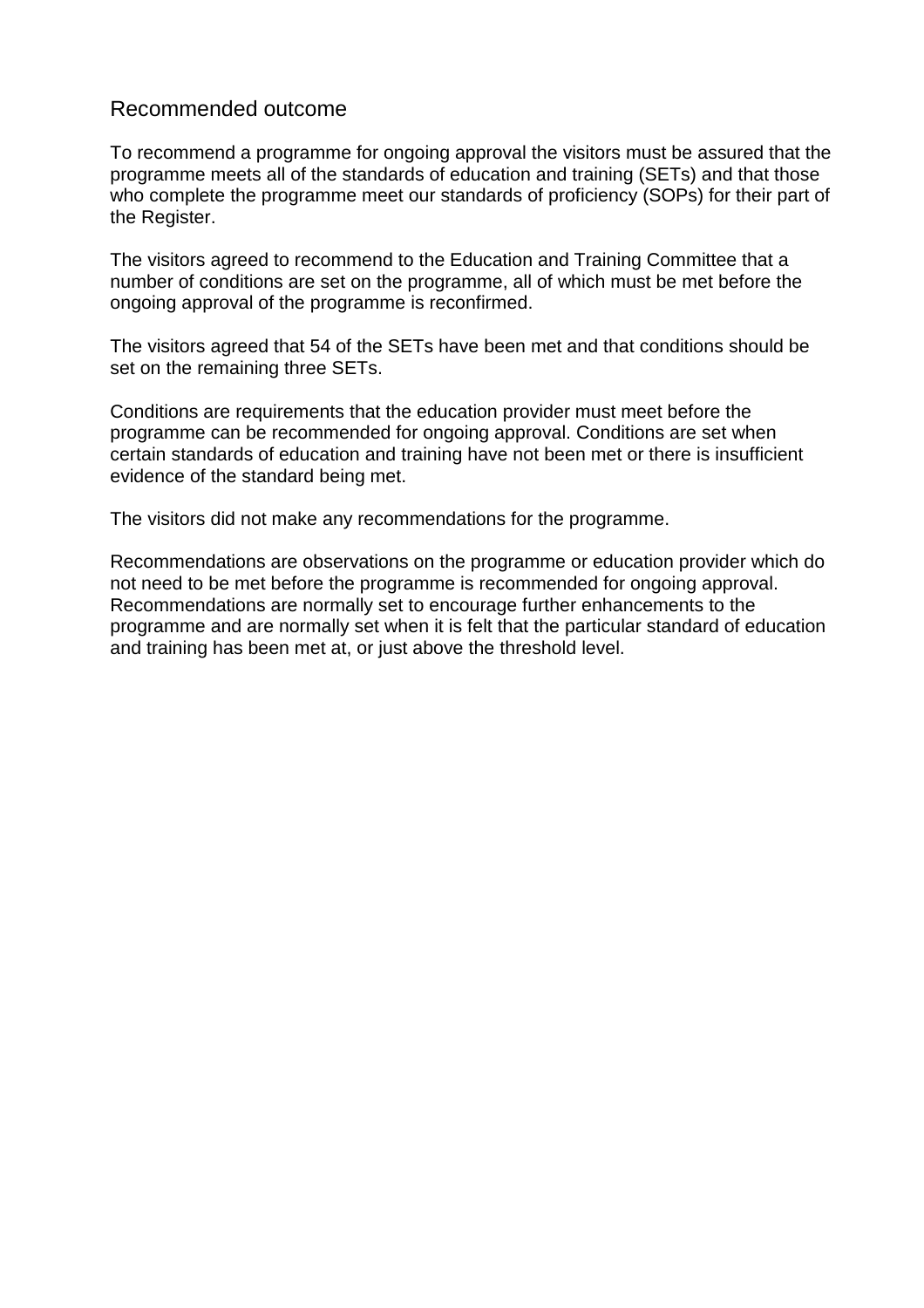## Recommended outcome

To recommend a programme for ongoing approval the visitors must be assured that the programme meets all of the standards of education and training (SETs) and that those who complete the programme meet our standards of proficiency (SOPs) for their part of the Register.

The visitors agreed to recommend to the Education and Training Committee that a number of conditions are set on the programme, all of which must be met before the ongoing approval of the programme is reconfirmed.

The visitors agreed that 54 of the SETs have been met and that conditions should be set on the remaining three SETs.

Conditions are requirements that the education provider must meet before the programme can be recommended for ongoing approval. Conditions are set when certain standards of education and training have not been met or there is insufficient evidence of the standard being met.

The visitors did not make any recommendations for the programme.

Recommendations are observations on the programme or education provider which do not need to be met before the programme is recommended for ongoing approval. Recommendations are normally set to encourage further enhancements to the programme and are normally set when it is felt that the particular standard of education and training has been met at, or just above the threshold level.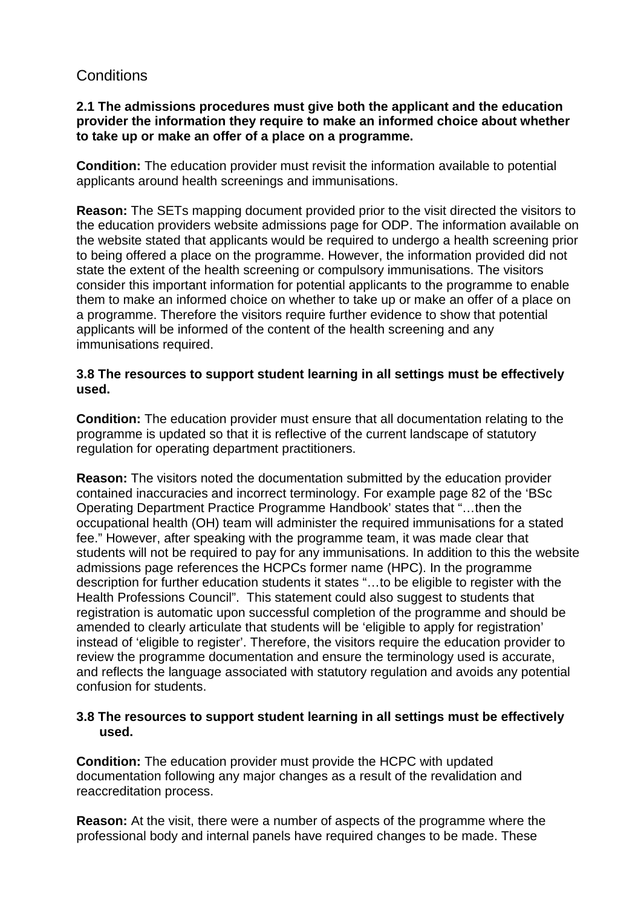## Conditions

**2.1 The admissions procedures must give both the applicant and the education provider the information they require to make an informed choice about whether to take up or make an offer of a place on a programme.**

**Condition:** The education provider must revisit the information available to potential applicants around health screenings and immunisations.

**Reason:** The SETs mapping document provided prior to the visit directed the visitors to the education providers website admissions page for ODP. The information available on the website stated that applicants would be required to undergo a health screening prior to being offered a place on the programme. However, the information provided did not state the extent of the health screening or compulsory immunisations. The visitors consider this important information for potential applicants to the programme to enable them to make an informed choice on whether to take up or make an offer of a place on a programme. Therefore the visitors require further evidence to show that potential applicants will be informed of the content of the health screening and any immunisations required.

**3.8 The resources to support student learning in all settings must be effectively used.**

**Condition:** The education provider must ensure that all documentation relating to the programme is updated so that it is reflective of the current landscape of statutory regulation for operating department practitioners.

**Reason:** The visitors noted the documentation submitted by the education provider contained inaccuracies and incorrect terminology. For example page 82 of the 'BSc Operating Department Practice Programme Handbook' states that "…then the occupational health (OH) team will administer the required immunisations for a stated fee." However, after speaking with the programme team, it was made clear that students will not be required to pay for any immunisations. In addition to this the website admissions page references the HCPCs former name (HPC). In the programme description for further education students it states "…to be eligible to register with the Health Professions Council". This statement could also suggest to students that registration is automatic upon successful completion of the programme and should be amended to clearly articulate that students will be 'eligible to apply for registration' instead of 'eligible to register'. Therefore, the visitors require the education provider to review the programme documentation and ensure the terminology used is accurate, and reflects the language associated with statutory regulation and avoids any potential confusion for students.

**3.8 The resources to support student learning in all settings must be effectively used.**

**Condition:** The education provider must provide the HCPC with updated documentation following any major changes as a result of the revalidation and reaccreditation process.

**Reason:** At the visit, there were a number of aspects of the programme where the professional body and internal panels have required changes to be made. These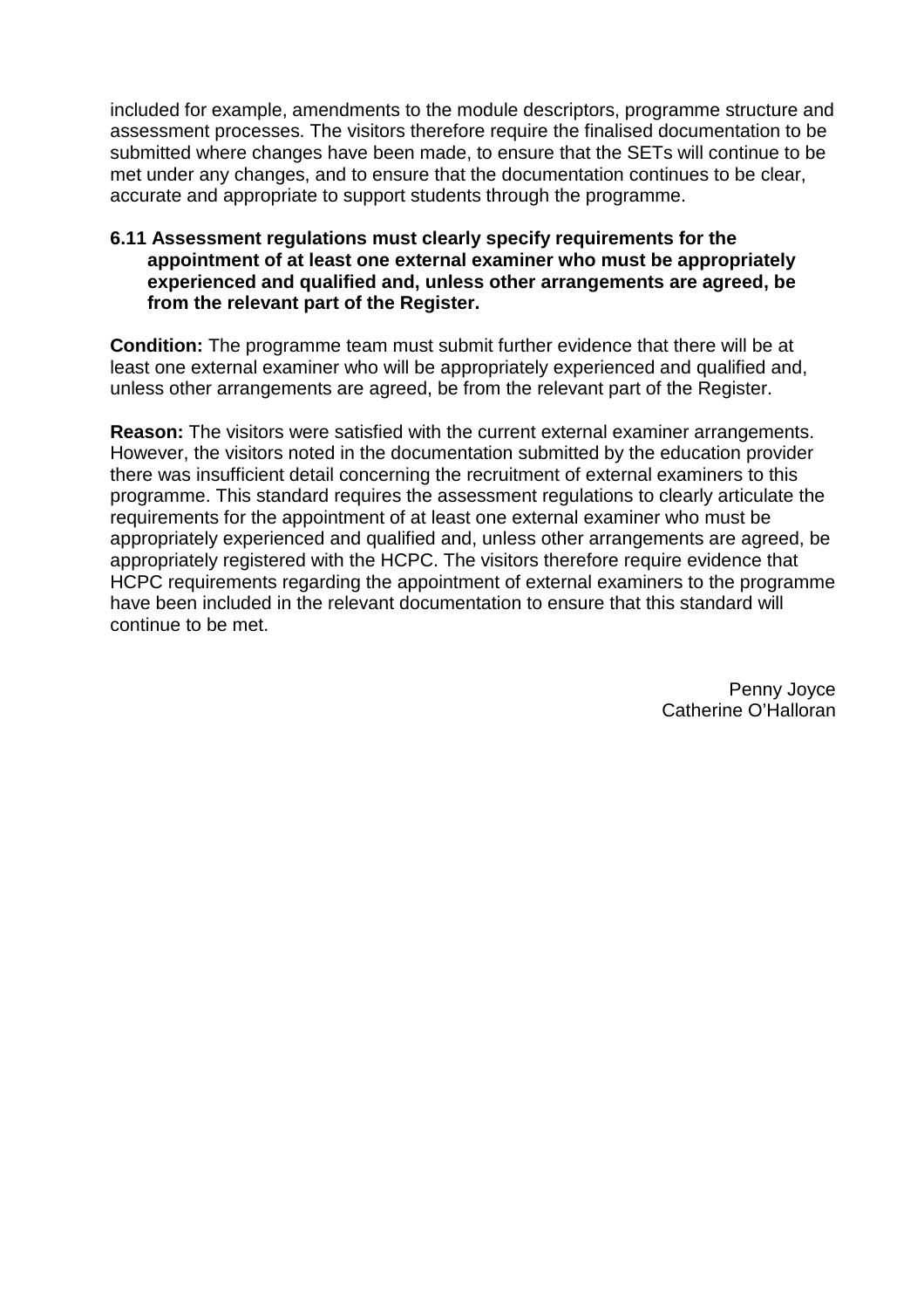included for example, amendments to the module descriptors, programme structure and assessment processes. The visitors therefore require the finalised documentation to be submitted where changes have been made, to ensure that the SETs will continue to be met under any changes, and to ensure that the documentation continues to be clear, accurate and appropriate to support students through the programme.

**6.11 Assessment regulations must clearly specify requirements for the appointment of at least one external examiner who must be appropriately experienced and qualified and, unless other arrangements are agreed, be from the relevant part of the Register.**

**Condition:** The programme team must submit further evidence that there will be at least one external examiner who will be appropriately experienced and qualified and, unless other arrangements are agreed, be from the relevant part of the Register.

**Reason:** The visitors were satisfied with the current external examiner arrangements. However, the visitors noted in the documentation submitted by the education provider there was insufficient detail concerning the recruitment of external examiners to this programme. This standard requires the assessment regulations to clearly articulate the requirements for the appointment of at least one external examiner who must be appropriately experienced and qualified and, unless other arrangements are agreed, be appropriately registered with the HCPC. The visitors therefore require evidence that HCPC requirements regarding the appointment of external examiners to the programme have been included in the relevant documentation to ensure that this standard will continue to be met.

Penny Joyce
Catherine O'Halloran